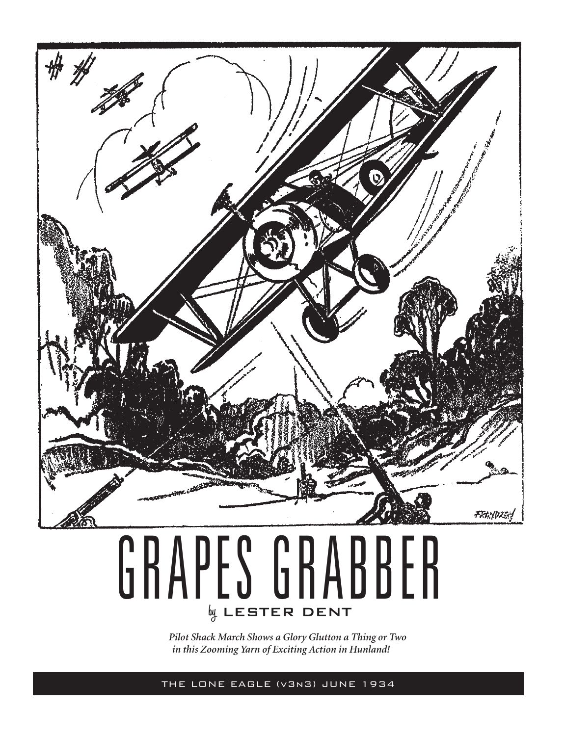# GRAPES GRABBER

by LESTER DENT

*Pilot Shack March Shows a Glory Glutton a Thing or Two in this Zooming Yarn of Exciting Action in Hunland!*

THE LONE EAGLE (V3N3) JUNE 1934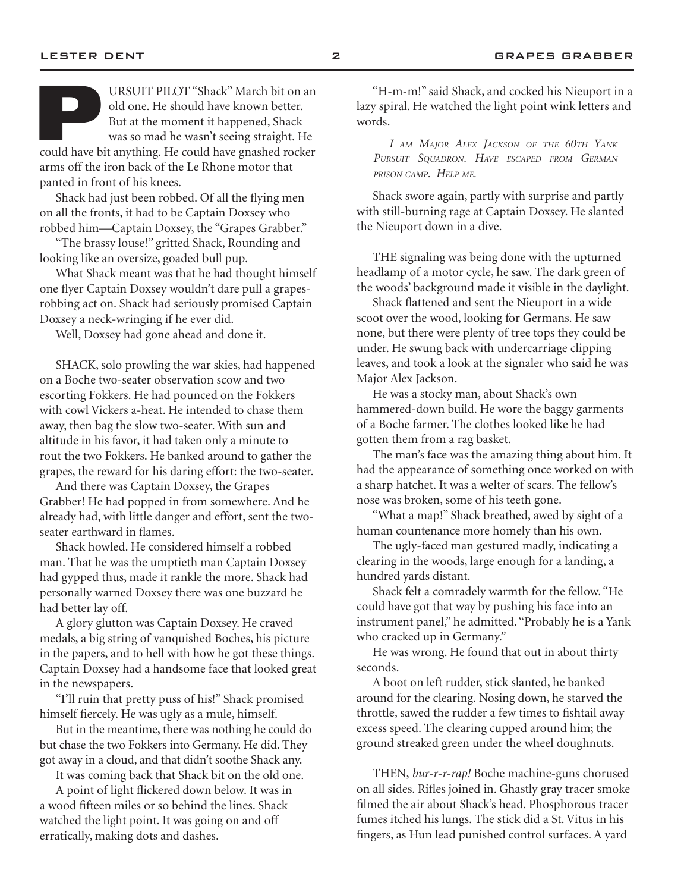PURSUIT PILOT "Shack" March bit on an old one. He should have known better. But at the moment it happened, Shack was so mad he wasn't seeing straight. He could have bit anything. He could have gnashed rocker arms off the iron back of the Le Rhone motor that panted in front of his knees.

Shack had just been robbed. Of all the flying men on all the fronts, it had to be Captain Doxsey who robbed him—Captain Doxsey, the "Grapes Grabber."

"The brassy louse!" gritted Shack, Rounding and looking like an oversize, goaded bull pup.

What Shack meant was that he had thought himself one flyer Captain Doxsey wouldn't dare pull a grapes-robbing act on. Shack had seriously promised Captain Doxsey a neck-wringing if he ever did.

Well, Doxsey had gone ahead and done it.

SHACK, solo prowling the war skies, had happened on a Boche two-seater observation scow and two escorting Fokkers. He had pounced on the Fokkers with cowl Vickers a-heat. He intended to chase them away, then bag the slow two-seater. With sun and altitude in his favor, it had taken only a minute to rout the two Fokkers. He banked around to gather the grapes, the reward for his daring effort: the two-seater.

And there was Captain Doxsey, the Grapes Grabber! He had popped in from somewhere. And he already had, with little danger and effort, sent the two-seater earthward in flames.

Shack howled. He considered himself a robbed man. That he was the umptieth man Captain Doxsey had gypped thus, made it rankle the more. Shack had personally warned Doxsey there was one buzzard he had better lay off.

A glory glutton was Captain Doxsey. He craved medals, a big string of vanquished Boches, his picture in the papers, and to hell with how he got these things. Captain Doxsey had a handsome face that looked great in the newspapers.

"I'll ruin that pretty puss of his!" Shack promised himself fiercely. He was ugly as a mule, himself.

But in the meantime, there was nothing he could do but chase the two Fokkers into Germany. He did. They got away in a cloud, and that didn't soothe Shack any.

It was coming back that Shack bit on the old one.

A point of light flickered down below. It was in a wood fifteen miles or so behind the lines. Shack watched the light point. It was going on and off erratically, making dots and dashes.

"H-m-m!" said Shack, and cocked his Nieuport in a lazy spiral. He watched the light point wink letters and words.

*I am Major Alex Jackson of the 60th Yank Pursuit Squadron. Have escaped from German prison camp. Help me.*

Shack swore again, partly with surprise and partly with still-burning rage at Captain Doxsey. He slanted the Nieuport down in a dive.

THE signaling was being done with the upturned headlamp of a motor cycle, he saw. The dark green of the woods' background made it visible in the daylight.

Shack flattened and sent the Nieuport in a wide scoot over the wood, looking for Germans. He saw none, but there were plenty of tree tops they could be under. He swung back with undercarriage clipping leaves, and took a look at the signaler who said he was Major Alex Jackson.

He was a stocky man, about Shack's own hammered-down build. He wore the baggy garments of a Boche farmer. The clothes looked like he had gotten them from a rag basket.

The man's face was the amazing thing about him. It had the appearance of something once worked on with a sharp hatchet. It was a welter of scars. The fellow's nose was broken, some of his teeth gone.

"What a map!" Shack breathed, awed by sight of a human countenance more homely than his own.

The ugly-faced man gestured madly, indicating a clearing in the woods, large enough for a landing, a hundred yards distant.

Shack felt a comradely warmth for the fellow. "He could have got that way by pushing his face into an instrument panel," he admitted. "Probably he is a Yank who cracked up in Germany."

He was wrong. He found that out in about thirty seconds.

A boot on left rudder, stick slanted, he banked around for the clearing. Nosing down, he starved the throttle, sawed the rudder a few times to fishtail away excess speed. The clearing cupped around him; the ground streaked green under the wheel doughnuts.

THEN, *bur-r-r-rap!* Boche machine-guns chorused on all sides. Rifles joined in. Ghastly gray tracer smoke filmed the air about Shack's head. Phosphorous tracer fumes itched his lungs. The stick did a St. Vitus in his fingers, as Hun lead punished control surfaces. A yard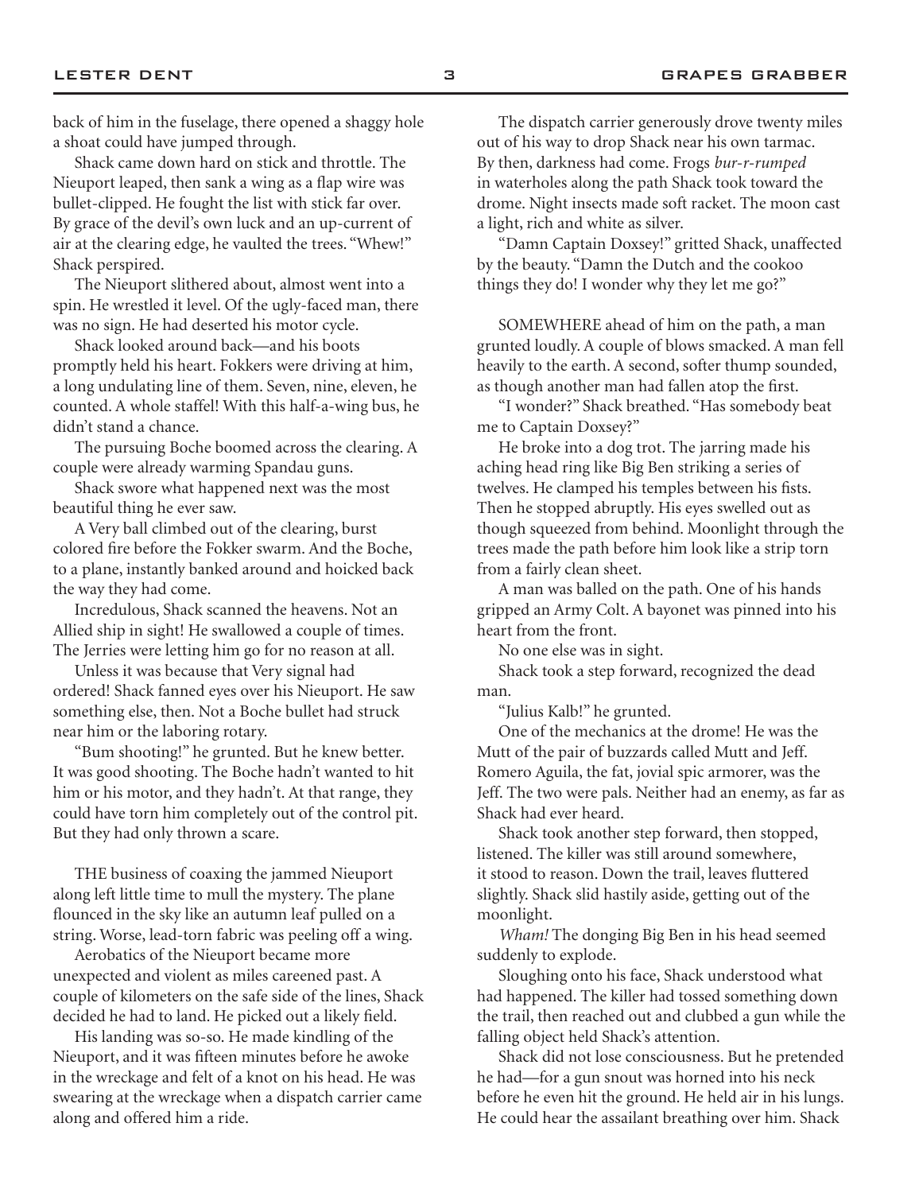back of him in the fuselage, there opened a shaggy hole a shoat could have jumped through.

Shack came down hard on stick and throttle. The Nieuport leaped, then sank a wing as a flap wire was bullet-clipped. He fought the list with stick far over. By grace of the devil's own luck and an up-current of air at the clearing edge, he vaulted the trees. "Whew!" Shack perspired.

The Nieuport slithered about, almost went into a spin. He wrestled it level. Of the ugly-faced man, there was no sign. He had deserted his motor cycle.

Shack looked around back—and his boots promptly held his heart. Fokkers were driving at him, a long undulating line of them. Seven, nine, eleven, he counted. A whole staffel! With this half-a-wing bus, he didn't stand a chance.

The pursuing Boche boomed across the clearing. A couple were already warming Spandau guns.

Shack swore what happened next was the most beautiful thing he ever saw.

A Very ball climbed out of the clearing, burst colored fire before the Fokker swarm. And the Boche, to a plane, instantly banked around and hoicked back the way they had come.

Incredulous, Shack scanned the heavens. Not an Allied ship in sight! He swallowed a couple of times. The Jerries were letting him go for no reason at all.

Unless it was because that Very signal had ordered! Shack fanned eyes over his Nieuport. He saw something else, then. Not a Boche bullet had struck near him or the laboring rotary.

"Bum shooting!" he grunted. But he knew better. It was good shooting. The Boche hadn't wanted to hit him or his motor, and they hadn't. At that range, they could have torn him completely out of the control pit. But they had only thrown a scare.

THE business of coaxing the jammed Nieuport along left little time to mull the mystery. The plane flounced in the sky like an autumn leaf pulled on a string. Worse, lead-torn fabric was peeling off a wing.

Aerobatics of the Nieuport became more unexpected and violent as miles careened past. A couple of kilometers on the safe side of the lines, Shack decided he had to land. He picked out a likely field.

His landing was so-so. He made kindling of the Nieuport, and it was fifteen minutes before he awoke in the wreckage and felt of a knot on his head. He was swearing at the wreckage when a dispatch carrier came along and offered him a ride.

The dispatch carrier generously drove twenty miles out of his way to drop Shack near his own tarmac. By then, darkness had come. Frogs *bur-r-rumped* in waterholes along the path Shack took toward the drome. Night insects made soft racket. The moon cast a light, rich and white as silver.

"Damn Captain Doxsey!" gritted Shack, unaffected by the beauty. "Damn the Dutch and the cookoo things they do! I wonder why they let me go?"

SOMEWHERE ahead of him on the path, a man grunted loudly. A couple of blows smacked. A man fell heavily to the earth. A second, softer thump sounded, as though another man had fallen atop the first.

"I wonder?" Shack breathed. "Has somebody beat me to Captain Doxsey?"

He broke into a dog trot. The jarring made his aching head ring like Big Ben striking a series of twelves. He clamped his temples between his fists. Then he stopped abruptly. His eyes swelled out as though squeezed from behind. Moonlight through the trees made the path before him look like a strip torn from a fairly clean sheet.

A man was balled on the path. One of his hands gripped an Army Colt. A bayonet was pinned into his heart from the front.

No one else was in sight.

Shack took a step forward, recognized the dead man.

"Julius Kalb!" he grunted.

One of the mechanics at the drome! He was the Mutt of the pair of buzzards called Mutt and Jeff. Romero Aguila, the fat, jovial spic armorer, was the Jeff. The two were pals. Neither had an enemy, as far as Shack had ever heard.

Shack took another step forward, then stopped, listened. The killer was still around somewhere, it stood to reason. Down the trail, leaves fluttered slightly. Shack slid hastily aside, getting out of the moonlight.

*Wham!* The donging Big Ben in his head seemed suddenly to explode.

Sloughing onto his face, Shack understood what had happened. The killer had tossed something down the trail, then reached out and clubbed a gun while the falling object held Shack's attention.

Shack did not lose consciousness. But he pretended he had—for a gun snout was horned into his neck before he even hit the ground. He held air in his lungs. He could hear the assailant breathing over him. Shack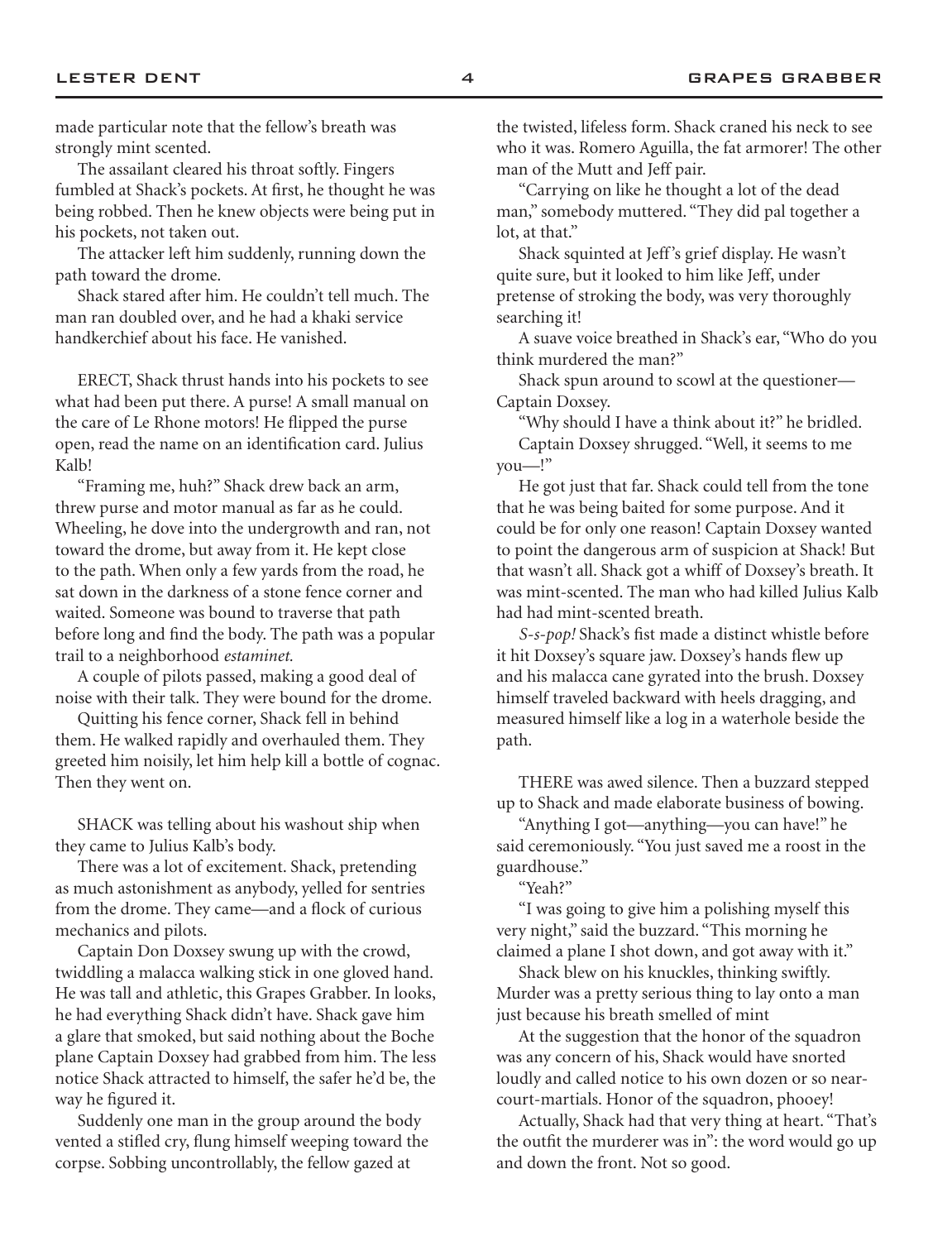made particular note that the fellow's breath was strongly mint scented.

The assailant cleared his throat softly. Fingers fumbled at Shack's pockets. At first, he thought he was being robbed. Then he knew objects were being put in his pockets, not taken out.

The attacker left him suddenly, running down the path toward the drome.

Shack stared after him. He couldn't tell much. The man ran doubled over, and he had a khaki service handkerchief about his face. He vanished.

ERECT, Shack thrust hands into his pockets to see what had been put there. A purse! A small manual on the care of Le Rhone motors! He flipped the purse open, read the name on an identification card. Julius Kalb!

"Framing me, huh?" Shack drew back an arm, threw purse and motor manual as far as he could. Wheeling, he dove into the undergrowth and ran, not toward the drome, but away from it. He kept close to the path. When only a few yards from the road, he sat down in the darkness of a stone fence corner and waited. Someone was bound to traverse that path before long and find the body. The path was a popular trail to a neighborhood *estaminet.*

A couple of pilots passed, making a good deal of noise with their talk. They were bound for the drome.

Quitting his fence corner, Shack fell in behind them. He walked rapidly and overhauled them. They greeted him noisily, let him help kill a bottle of cognac. Then they went on.

SHACK was telling about his washout ship when they came to Julius Kalb's body.

There was a lot of excitement. Shack, pretending as much astonishment as anybody, yelled for sentries from the drome. They came—and a flock of curious mechanics and pilots.

Captain Don Doxsey swung up with the crowd, twiddling a malacca walking stick in one gloved hand. He was tall and athletic, this Grapes Grabber. In looks, he had everything Shack didn't have. Shack gave him a glare that smoked, but said nothing about the Boche plane Captain Doxsey had grabbed from him. The less notice Shack attracted to himself, the safer he'd be, the way he figured it.

Suddenly one man in the group around the body vented a stifled cry, flung himself weeping toward the corpse. Sobbing uncontrollably, the fellow gazed at the twisted, lifeless form. Shack craned his neck to see who it was. Romero Aguilla, the fat armorer! The other man of the Mutt and Jeff pair.

"Carrying on like he thought a lot of the dead man," somebody muttered. "They did pal together a lot, at that."

Shack squinted at Jeff's grief display. He wasn't quite sure, but it looked to him like Jeff, under pretense of stroking the body, was very thoroughly searching it!

A suave voice breathed in Shack's ear, "Who do you think murdered the man?"

Shack spun around to scowl at the questioner—Captain Doxsey.

"Why should I have a think about it?" he bridled.

Captain Doxsey shrugged. "Well, it seems to me you—!"

He got just that far. Shack could tell from the tone that he was being baited for some purpose. And it could be for only one reason! Captain Doxsey wanted to point the dangerous arm of suspicion at Shack! But that wasn't all. Shack got a whiff of Doxsey's breath. It was mint-scented. The man who had killed Julius Kalb had had mint-scented breath.

*S-s-pop!* Shack's fist made a distinct whistle before it hit Doxsey's square jaw. Doxsey's hands flew up and his malacca cane gyrated into the brush. Doxsey himself traveled backward with heels dragging, and measured himself like a log in a waterhole beside the path.

THERE was awed silence. Then a buzzard stepped up to Shack and made elaborate business of bowing.

"Anything I got—anything—you can have!" he said ceremoniously. "You just saved me a roost in the guardhouse."

"Yeah?"

"I was going to give him a polishing myself this very night," said the buzzard. "This morning he claimed a plane I shot down, and got away with it."

Shack blew on his knuckles, thinking swiftly. Murder was a pretty serious thing to lay onto a man just because his breath smelled of mint

At the suggestion that the honor of the squadron was any concern of his, Shack would have snorted loudly and called notice to his own dozen or so near-court-martials. Honor of the squadron, phooey!

Actually, Shack had that very thing at heart. "That's the outfit the murderer was in": the word would go up and down the front. Not so good.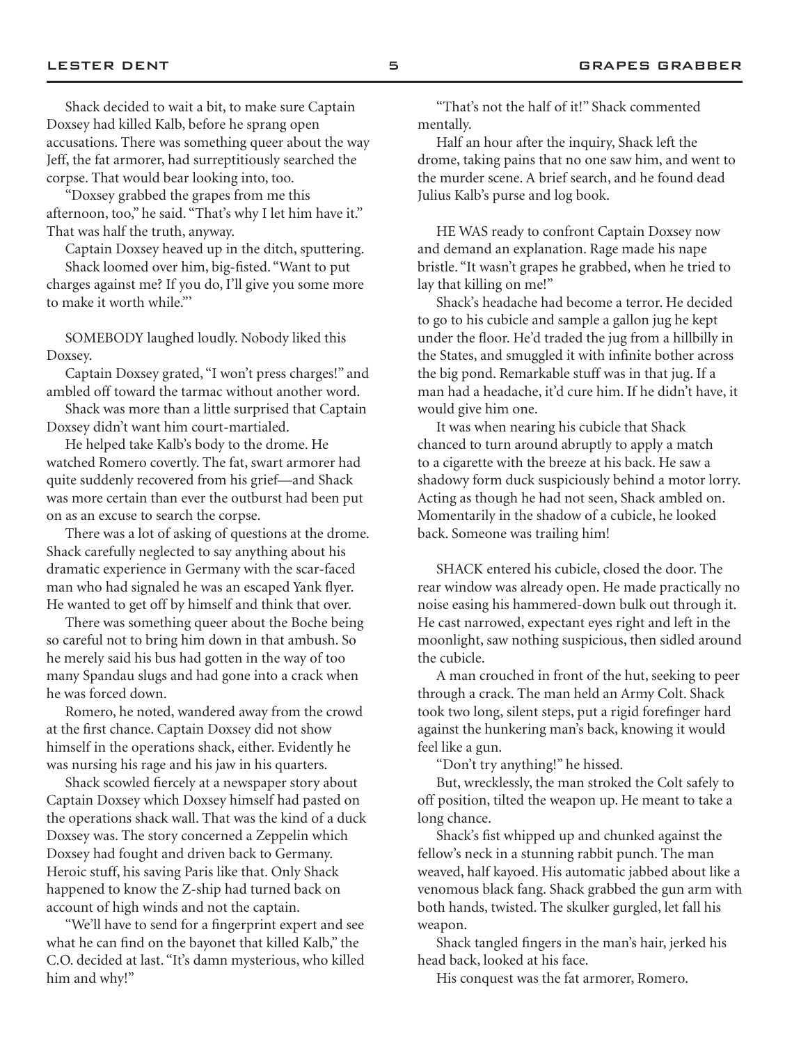Shack decided to wait a bit, to make sure Captain Doxsey had killed Kalb, before he sprang open accusations. There was something queer about the way Jeff, the fat armorer, had surreptitiously searched the corpse. That would bear looking into, too.

"Doxsey grabbed the grapes from me this afternoon, too," he said. "That's why I let him have it." That was half the truth, anyway.

Captain Doxsey heaved up in the ditch, sputtering.

Shack loomed over him, big-fisted. "Want to put charges against me? If you do, I'll give you some more to make it worth while."'

SOMEBODY laughed loudly. Nobody liked this Doxsey.

Captain Doxsey grated, "I won't press charges!" and ambled off toward the tarmac without another word.

Shack was more than a little surprised that Captain Doxsey didn't want him court-martialed.

He helped take Kalb's body to the drome. He watched Romero covertly. The fat, swart armorer had quite suddenly recovered from his grief—and Shack was more certain than ever the outburst had been put on as an excuse to search the corpse.

There was a lot of asking of questions at the drome. Shack carefully neglected to say anything about his dramatic experience in Germany with the scar-faced man who had signaled he was an escaped Yank flyer. He wanted to get off by himself and think that over.

There was something queer about the Boche being so careful not to bring him down in that ambush. So he merely said his bus had gotten in the way of too many Spandau slugs and had gone into a crack when he was forced down.

Romero, he noted, wandered away from the crowd at the first chance. Captain Doxsey did not show himself in the operations shack, either. Evidently he was nursing his rage and his jaw in his quarters.

Shack scowled fiercely at a newspaper story about Captain Doxsey which Doxsey himself had pasted on the operations shack wall. That was the kind of a duck Doxsey was. The story concerned a Zeppelin which Doxsey had fought and driven back to Germany. Heroic stuff, his saving Paris like that. Only Shack happened to know the Z-ship had turned back on account of high winds and not the captain.

"We'll have to send for a fingerprint expert and see what he can find on the bayonet that killed Kalb," the C.O. decided at last. "It's damn mysterious, who killed him and why!"

"That's not the half of it!" Shack commented mentally.

Half an hour after the inquiry, Shack left the drome, taking pains that no one saw him, and went to the murder scene. A brief search, and he found dead Julius Kalb's purse and log book.

HE WAS ready to confront Captain Doxsey now and demand an explanation. Rage made his nape bristle. "It wasn't grapes he grabbed, when he tried to lay that killing on me!"

Shack's headache had become a terror. He decided to go to his cubicle and sample a gallon jug he kept under the floor. He'd traded the jug from a hillbilly in the States, and smuggled it with infinite bother across the big pond. Remarkable stuff was in that jug. If a man had a headache, it'd cure him. If he didn't have, it would give him one.

It was when nearing his cubicle that Shack chanced to turn around abruptly to apply a match to a cigarette with the breeze at his back. He saw a shadowy form duck suspiciously behind a motor lorry. Acting as though he had not seen, Shack ambled on. Momentarily in the shadow of a cubicle, he looked back. Someone was trailing him!

SHACK entered his cubicle, closed the door. The rear window was already open. He made practically no noise easing his hammered-down bulk out through it. He cast narrowed, expectant eyes right and left in the moonlight, saw nothing suspicious, then sidled around the cubicle.

A man crouched in front of the hut, seeking to peer through a crack. The man held an Army Colt. Shack took two long, silent steps, put a rigid forefinger hard against the hunkering man's back, knowing it would feel like a gun.

"Don't try anything!" he hissed.

But, wrecklessly, the man stroked the Colt safety to off position, tilted the weapon up. He meant to take a long chance.

Shack's fist whipped up and chunked against the fellow's neck in a stunning rabbit punch. The man weaved, half kayoed. His automatic jabbed about like a venomous black fang. Shack grabbed the gun arm with both hands, twisted. The skulker gurgled, let fall his weapon.

Shack tangled fingers in the man's hair, jerked his head back, looked at his face.

His conquest was the fat armorer, Romero.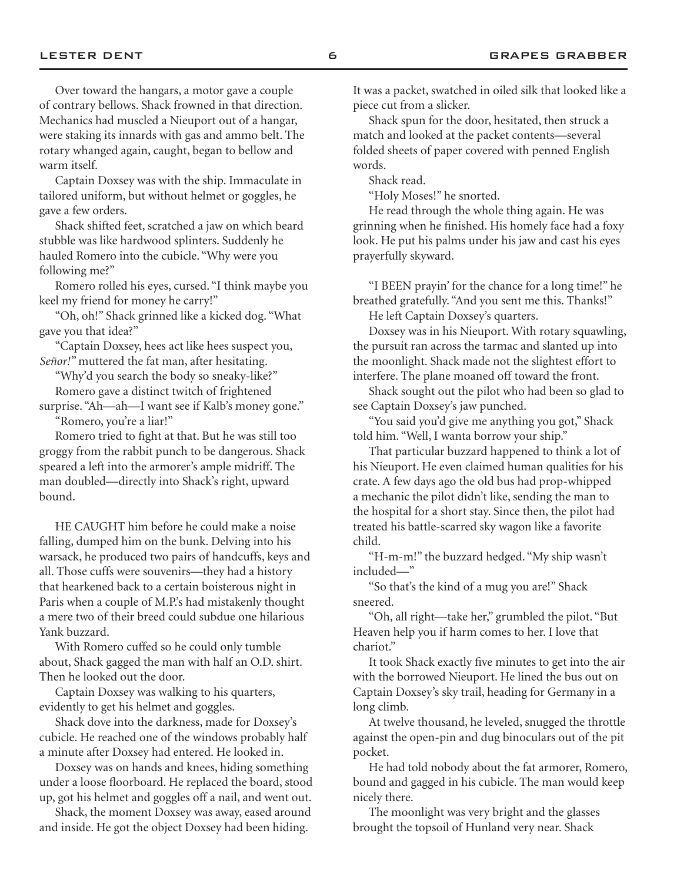Over toward the hangars, a motor gave a couple of contrary bellows. Shack frowned in that direction. Mechanics had muscled a Nieuport out of a hangar, were staking its innards with gas and ammo belt. The rotary whanged again, caught, began to bellow and warm itself.

Captain Doxsey was with the ship. Immaculate in tailored uniform, but without helmet or goggles, he gave a few orders.

Shack shifted feet, scratched a jaw on which beard stubble was like hardwood splinters. Suddenly he hauled Romero into the cubicle. "Why were you following me?"

Romero rolled his eyes, cursed. "I think maybe you keel my friend for money he carry!"

"Oh, oh!" Shack grinned like a kicked dog. "What gave you that idea?"

"Captain Doxsey, hees act like hees suspect you, *Señor!*" muttered the fat man, after hesitating.

"Why'd you search the body so sneaky-like?"

Romero gave a distinct twitch of frightened surprise. "Ah—ah—I want see if Kalb's money gone."

"Romero, you're a liar!"

Romero tried to fight at that. But he was still too groggy from the rabbit punch to be dangerous. Shack speared a left into the armorer's ample midriff. The man doubled—directly into Shack's right, upward bound.

HE CAUGHT him before he could make a noise falling, dumped him on the bunk. Delving into his warsack, he produced two pairs of handcuffs, keys and all. Those cuffs were souvenirs—they had a history that hearkened back to a certain boisterous night in Paris when a couple of M.P.'s had mistakenly thought a mere two of their breed could subdue one hilarious Yank buzzard.

With Romero cuffed so he could only tumble about, Shack gagged the man with half an O.D. shirt. Then he looked out the door.

Captain Doxsey was walking to his quarters, evidently to get his helmet and goggles.

Shack dove into the darkness, made for Doxsey's cubicle. He reached one of the windows probably half a minute after Doxsey had entered. He looked in.

Doxsey was on hands and knees, hiding something under a loose floorboard. He replaced the board, stood up, got his helmet and goggles off a nail, and went out.

Shack, the moment Doxsey was away, eased around and inside. He got the object Doxsey had been hiding. It was a packet, swatched in oiled silk that looked like a piece cut from a slicker.

Shack spun for the door, hesitated, then struck a match and looked at the packet contents—several folded sheets of paper covered with penned English words.

Shack read.

"Holy Moses!" he snorted.

He read through the whole thing again. He was grinning when he finished. His homely face had a foxy look. He put his palms under his jaw and cast his eyes prayerfully skyward.

"I BEEN prayin' for the chance for a long time!" he breathed gratefully. "And you sent me this. Thanks!"

He left Captain Doxsey's quarters.

Doxsey was in his Nieuport. With rotary squawling, the pursuit ran across the tarmac and slanted up into the moonlight. Shack made not the slightest effort to interfere. The plane moaned off toward the front.

Shack sought out the pilot who had been so glad to see Captain Doxsey's jaw punched.

"You said you'd give me anything you got," Shack told him. "Well, I wanta borrow your ship."

That particular buzzard happened to think a lot of his Nieuport. He even claimed human qualities for his crate. A few days ago the old bus had prop-whipped a mechanic the pilot didn't like, sending the man to the hospital for a short stay. Since then, the pilot had treated his battle-scarred sky wagon like a favorite child.

"H-m-m!" the buzzard hedged. "My ship wasn't included—"

"So that's the kind of a mug you are!" Shack sneered.

"Oh, all right—take her," grumbled the pilot. "But Heaven help you if harm comes to her. I love that chariot."

It took Shack exactly five minutes to get into the air with the borrowed Nieuport. He lined the bus out on Captain Doxsey's sky trail, heading for Germany in a long climb.

At twelve thousand, he leveled, snugged the throttle against the open-pin and dug binoculars out of the pit pocket.

He had told nobody about the fat armorer, Romero, bound and gagged in his cubicle. The man would keep nicely there.

The moonlight was very bright and the glasses brought the topsoil of Hunland very near. Shack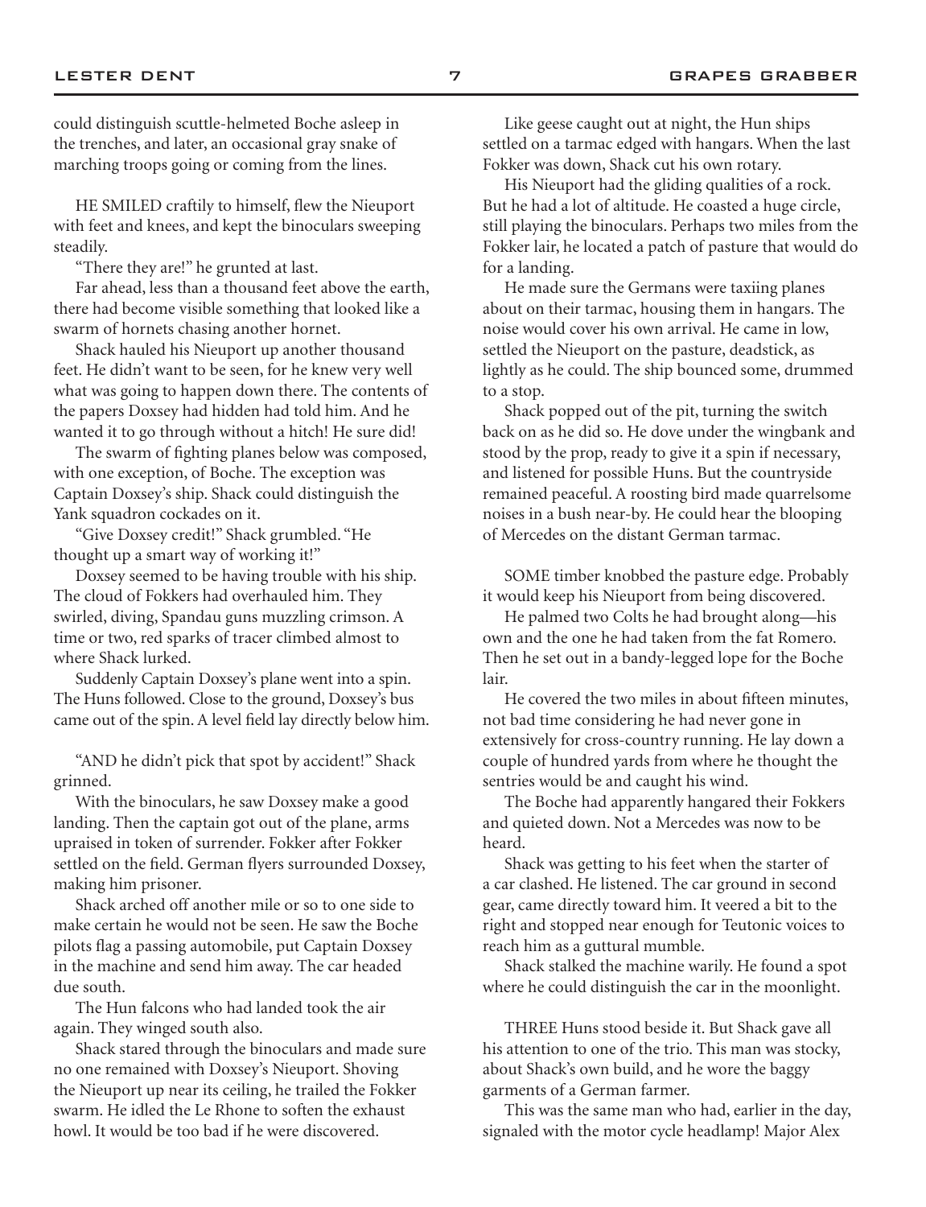could distinguish scuttle-helmeted Boche asleep in the trenches, and later, an occasional gray snake of marching troops going or coming from the lines.

HE SMILED craftily to himself, flew the Nieuport with feet and knees, and kept the binoculars sweeping steadily.

"There they are!" he grunted at last.

Far ahead, less than a thousand feet above the earth, there had become visible something that looked like a swarm of hornets chasing another hornet.

Shack hauled his Nieuport up another thousand feet. He didn't want to be seen, for he knew very well what was going to happen down there. The contents of the papers Doxsey had hidden had told him. And he wanted it to go through without a hitch! He sure did!

The swarm of fighting planes below was composed, with one exception, of Boche. The exception was Captain Doxsey's ship. Shack could distinguish the Yank squadron cockades on it.

"Give Doxsey credit!" Shack grumbled. "He thought up a smart way of working it!"

Doxsey seemed to be having trouble with his ship. The cloud of Fokkers had overhauled him. They swirled, diving, Spandau guns muzzling crimson. A time or two, red sparks of tracer climbed almost to where Shack lurked.

Suddenly Captain Doxsey's plane went into a spin. The Huns followed. Close to the ground, Doxsey's bus came out of the spin. A level field lay directly below him.

"AND he didn't pick that spot by accident!" Shack grinned.

With the binoculars, he saw Doxsey make a good landing. Then the captain got out of the plane, arms upraised in token of surrender. Fokker after Fokker settled on the field. German flyers surrounded Doxsey, making him prisoner.

Shack arched off another mile or so to one side to make certain he would not be seen. He saw the Boche pilots flag a passing automobile, put Captain Doxsey in the machine and send him away. The car headed due south.

The Hun falcons who had landed took the air again. They winged south also.

Shack stared through the binoculars and made sure no one remained with Doxsey's Nieuport. Shoving the Nieuport up near its ceiling, he trailed the Fokker swarm. He idled the Le Rhone to soften the exhaust howl. It would be too bad if he were discovered.

Like geese caught out at night, the Hun ships settled on a tarmac edged with hangars. When the last Fokker was down, Shack cut his own rotary.

His Nieuport had the gliding qualities of a rock. But he had a lot of altitude. He coasted a huge circle, still playing the binoculars. Perhaps two miles from the Fokker lair, he located a patch of pasture that would do for a landing.

He made sure the Germans were taxiing planes about on their tarmac, housing them in hangars. The noise would cover his own arrival. He came in low, settled the Nieuport on the pasture, deadstick, as lightly as he could. The ship bounced some, drummed to a stop.

Shack popped out of the pit, turning the switch back on as he did so. He dove under the wingbank and stood by the prop, ready to give it a spin if necessary, and listened for possible Huns. But the countryside remained peaceful. A roosting bird made quarrelsome noises in a bush near-by. He could hear the blooping of Mercedes on the distant German tarmac.

SOME timber knobbed the pasture edge. Probably it would keep his Nieuport from being discovered.

He palmed two Colts he had brought along—his own and the one he had taken from the fat Romero. Then he set out in a bandy-legged lope for the Boche lair.

He covered the two miles in about fifteen minutes, not bad time considering he had never gone in extensively for cross-country running. He lay down a couple of hundred yards from where he thought the sentries would be and caught his wind.

The Boche had apparently hangared their Fokkers and quieted down. Not a Mercedes was now to be heard.

Shack was getting to his feet when the starter of a car clashed. He listened. The car ground in second gear, came directly toward him. It veered a bit to the right and stopped near enough for Teutonic voices to reach him as a guttural mumble.

Shack stalked the machine warily. He found a spot where he could distinguish the car in the moonlight.

THREE Huns stood beside it. But Shack gave all his attention to one of the trio. This man was stocky, about Shack's own build, and he wore the baggy garments of a German farmer.

This was the same man who had, earlier in the day, signaled with the motor cycle headlamp! Major Alex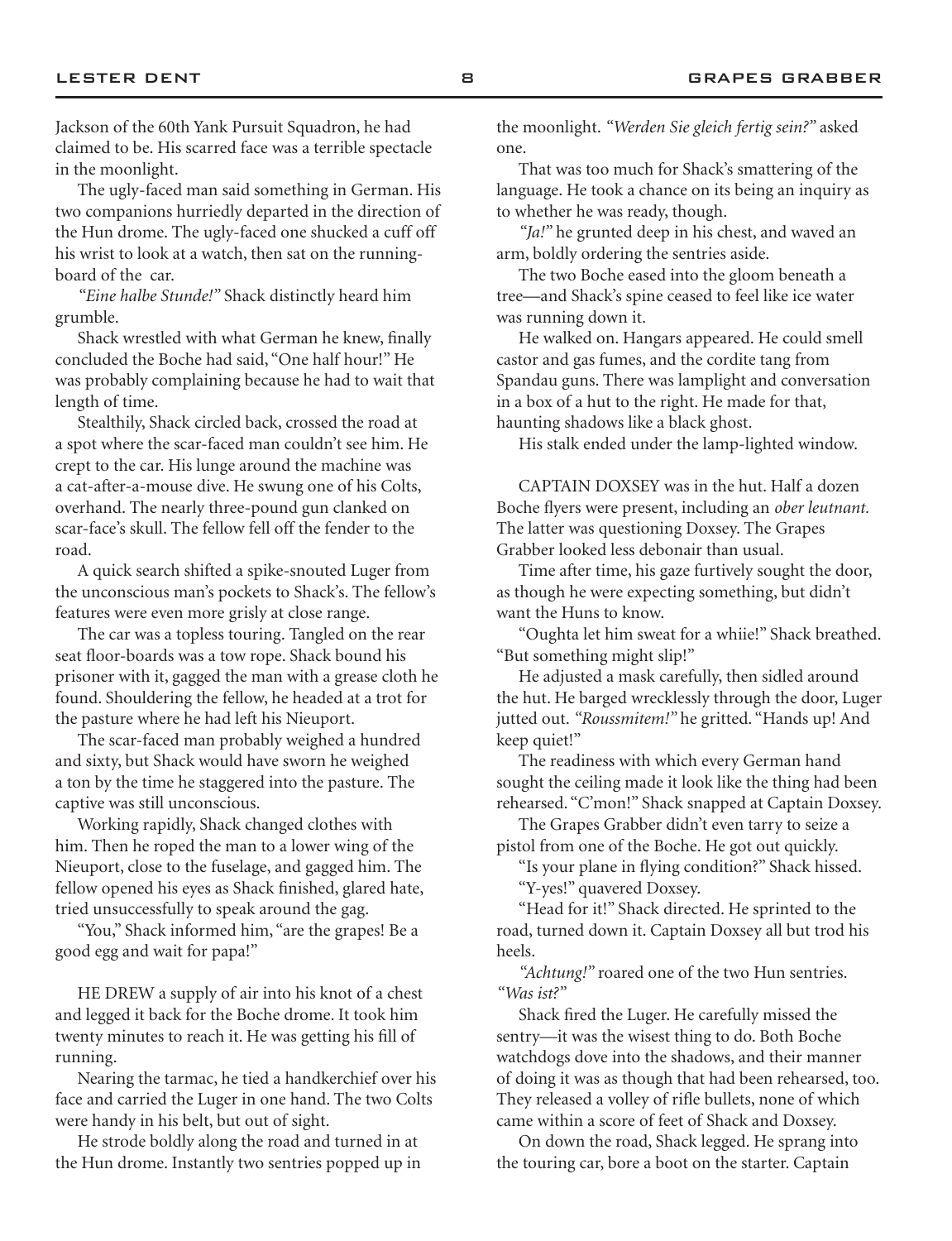Jackson of the 60th Yank Pursuit Squadron, he had claimed to be. His scarred face was a terrible spectacle in the moonlight.

The ugly-faced man said something in German. His two companions hurriedly departed in the direction of the Hun drome. The ugly-faced one shucked a cuff off his wrist to look at a watch, then sat on the running-board of the car.

*"Eine halbe Stunde!"* Shack distinctly heard him grumble.

Shack wrestled with what German he knew, finally concluded the Boche had said, "One half hour!" He was probably complaining because he had to wait that length of time.

Stealthily, Shack circled back, crossed the road at a spot where the scar-faced man couldn't see him. He crept to the car. His lunge around the machine was a cat-after-a-mouse dive. He swung one of his Colts, overhand. The nearly three-pound gun clanked on scar-face's skull. The fellow fell off the fender to the road.

A quick search shifted a spike-snouted Luger from the unconscious man's pockets to Shack's. The fellow's features were even more grisly at close range.

The car was a topless touring. Tangled on the rear seat floor-boards was a tow rope. Shack bound his prisoner with it, gagged the man with a grease cloth he found. Shouldering the fellow, he headed at a trot for the pasture where he had left his Nieuport.

The scar-faced man probably weighed a hundred and sixty, but Shack would have sworn he weighed a ton by the time he staggered into the pasture. The captive was still unconscious.

Working rapidly, Shack changed clothes with him. Then he roped the man to a lower wing of the Nieuport, close to the fuselage, and gagged him. The fellow opened his eyes as Shack finished, glared hate, tried unsuccessfully to speak around the gag.

"You," Shack informed him, "are the grapes! Be a good egg and wait for papa!"

HE DREW a supply of air into his knot of a chest and legged it back for the Boche drome. It took him twenty minutes to reach it. He was getting his fill of running.

Nearing the tarmac, he tied a handkerchief over his face and carried the Luger in one hand. The two Colts were handy in his belt, but out of sight.

He strode boldly along the road and turned in at the Hun drome. Instantly two sentries popped up in the moonlight. *"Werden Sie gleich fertig sein?"* asked one.

That was too much for Shack's smattering of the language. He took a chance on its being an inquiry as to whether he was ready, though.

*"Ja!"* he grunted deep in his chest, and waved an arm, boldly ordering the sentries aside.

The two Boche eased into the gloom beneath a tree—and Shack's spine ceased to feel like ice water was running down it.

He walked on. Hangars appeared. He could smell castor and gas fumes, and the cordite tang from Spandau guns. There was lamplight and conversation in a box of a hut to the right. He made for that, haunting shadows like a black ghost.

His stalk ended under the lamp-lighted window.

CAPTAIN DOXSEY was in the hut. Half a dozen Boche flyers were present, including an *ober leutnant.* The latter was questioning Doxsey. The Grapes Grabber looked less debonair than usual.

Time after time, his gaze furtively sought the door, as though he were expecting something, but didn't want the Huns to know.

"Oughta let him sweat for a whiie!" Shack breathed. "But something might slip!"

He adjusted a mask carefully, then sidled around the hut. He barged wrecklessly through the door, Luger jutted out. *"Roussmitem!"* he gritted. "Hands up! And keep quiet!"

The readiness with which every German hand sought the ceiling made it look like the thing had been rehearsed. "C'mon!" Shack snapped at Captain Doxsey.

The Grapes Grabber didn't even tarry to seize a pistol from one of the Boche. He got out quickly.

"Is your plane in flying condition?" Shack hissed.

"Y-yes!" quavered Doxsey.

"Head for it!" Shack directed. He sprinted to the road, turned down it. Captain Doxsey all but trod his heels.

*"Achtung!"* roared one of the two Hun sentries. *"Was ist?"*

Shack fired the Luger. He carefully missed the sentry—it was the wisest thing to do. Both Boche watchdogs dove into the shadows, and their manner of doing it was as though that had been rehearsed, too. They released a volley of rifle bullets, none of which came within a score of feet of Shack and Doxsey.

On down the road, Shack legged. He sprang into the touring car, bore a boot on the starter. Captain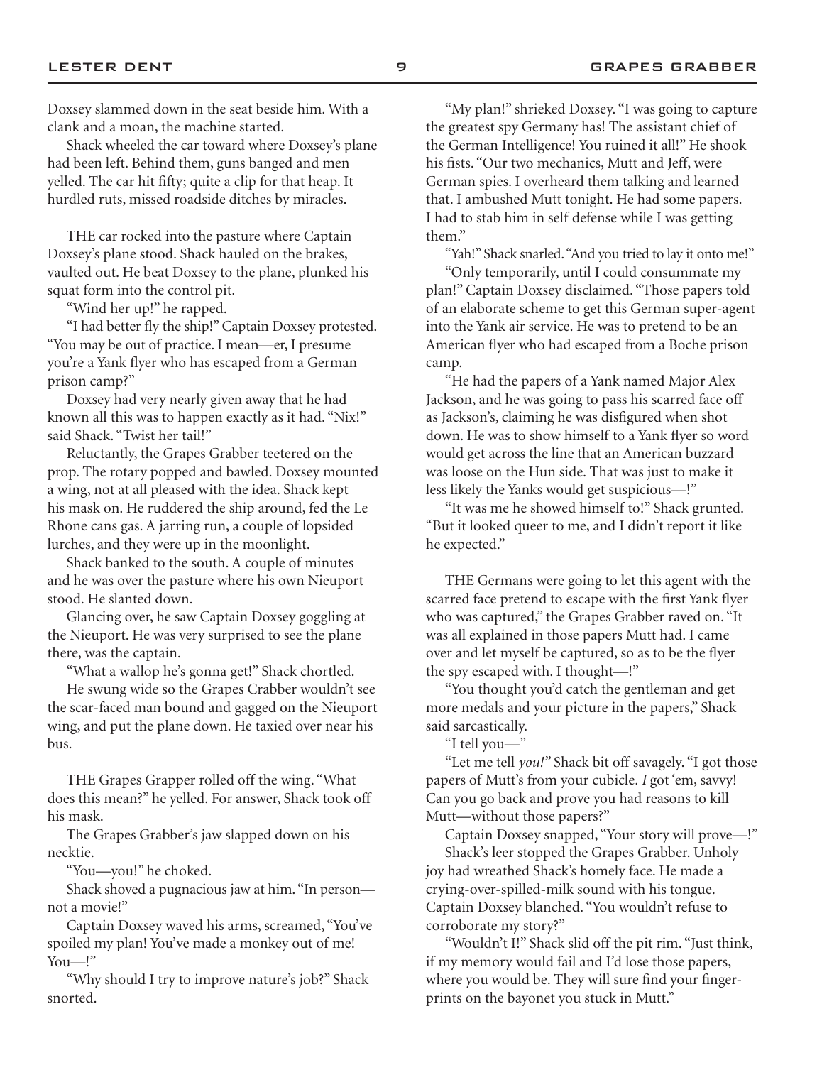Doxsey slammed down in the seat beside him. With a clank and a moan, the machine started.

Shack wheeled the car toward where Doxsey's plane had been left. Behind them, guns banged and men yelled. The car hit fifty; quite a clip for that heap. It hurdled ruts, missed roadside ditches by miracles.

THE car rocked into the pasture where Captain Doxsey's plane stood. Shack hauled on the brakes, vaulted out. He beat Doxsey to the plane, plunked his squat form into the control pit.

"Wind her up!" he rapped.

"I had better fly the ship!" Captain Doxsey protested. "You may be out of practice. I mean—er, I presume you're a Yank flyer who has escaped from a German prison camp?"

Doxsey had very nearly given away that he had known all this was to happen exactly as it had. "Nix!" said Shack. "Twist her tail!"

Reluctantly, the Grapes Grabber teetered on the prop. The rotary popped and bawled. Doxsey mounted a wing, not at all pleased with the idea. Shack kept his mask on. He ruddered the ship around, fed the Le Rhone cans gas. A jarring run, a couple of lopsided lurches, and they were up in the moonlight.

Shack banked to the south. A couple of minutes and he was over the pasture where his own Nieuport stood. He slanted down.

Glancing over, he saw Captain Doxsey goggling at the Nieuport. He was very surprised to see the plane there, was the captain.

"What a wallop he's gonna get!" Shack chortled.

He swung wide so the Grapes Crabber wouldn't see the scar-faced man bound and gagged on the Nieuport wing, and put the plane down. He taxied over near his bus.

THE Grapes Grapper rolled off the wing. "What does this mean?" he yelled. For answer, Shack took off his mask.

The Grapes Grabber's jaw slapped down on his necktie.

"You—you!" he choked.

Shack shoved a pugnacious jaw at him. "In person—not a movie!"

Captain Doxsey waved his arms, screamed, "You've spoiled my plan! You've made a monkey out of me! You—!"

"Why should I try to improve nature's job?" Shack snorted.

"My plan!" shrieked Doxsey. "I was going to capture the greatest spy Germany has! The assistant chief of the German Intelligence! You ruined it all!" He shook his fists. "Our two mechanics, Mutt and Jeff, were German spies. I overheard them talking and learned that. I ambushed Mutt tonight. He had some papers. I had to stab him in self defense while I was getting them."

"Yah!" Shack snarled. "And you tried to lay it onto me!"

"Only temporarily, until I could consummate my plan!" Captain Doxsey disclaimed. "Those papers told of an elaborate scheme to get this German super-agent into the Yank air service. He was to pretend to be an American flyer who had escaped from a Boche prison camp.

"He had the papers of a Yank named Major Alex Jackson, and he was going to pass his scarred face off as Jackson's, claiming he was disfigured when shot down. He was to show himself to a Yank flyer so word would get across the line that an American buzzard was loose on the Hun side. That was just to make it less likely the Yanks would get suspicious—!"

"It was me he showed himself to!" Shack grunted. "But it looked queer to me, and I didn't report it like he expected."

THE Germans were going to let this agent with the scarred face pretend to escape with the first Yank flyer who was captured," the Grapes Grabber raved on. "It was all explained in those papers Mutt had. I came over and let myself be captured, so as to be the flyer the spy escaped with. I thought—!"

"You thought you'd catch the gentleman and get more medals and your picture in the papers," Shack said sarcastically.

"I tell you—"

"Let me tell *you!*" Shack bit off savagely. "I got those papers of Mutt's from your cubicle. *I* got 'em, savvy! Can you go back and prove you had reasons to kill Mutt—without those papers?"

Captain Doxsey snapped, "Your story will prove—!"

Shack's leer stopped the Grapes Grabber. Unholy joy had wreathed Shack's homely face. He made a crying-over-spilled-milk sound with his tongue. Captain Doxsey blanched. "You wouldn't refuse to corroborate my story?"

"Wouldn't I!" Shack slid off the pit rim. "Just think, if my memory would fail and I'd lose those papers, where you would be. They will sure find your fingerprints on the bayonet you stuck in Mutt."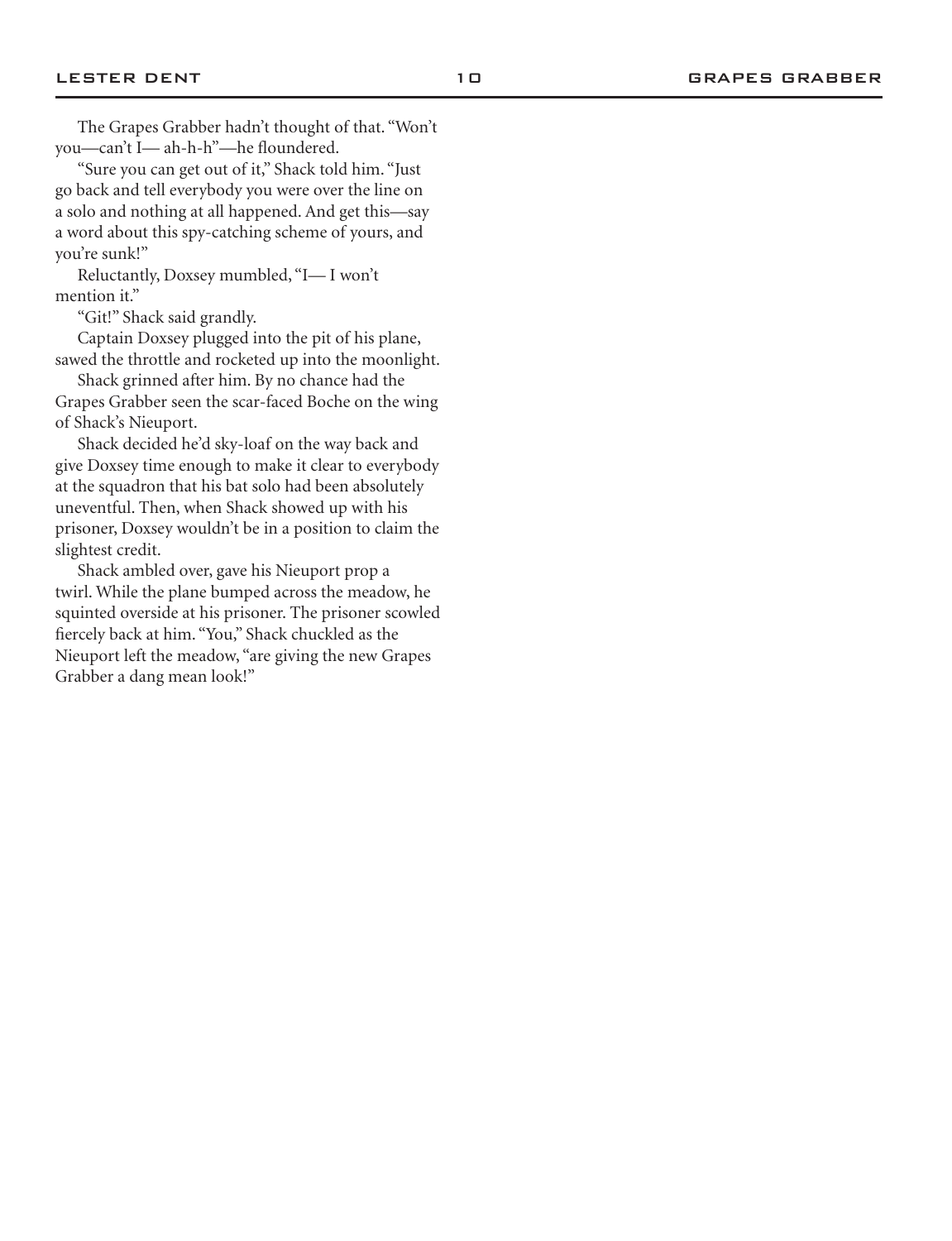The Grapes Grabber hadn't thought of that. "Won't you—can't I— ah-h-h"—he floundered.

"Sure you can get out of it," Shack told him. "Just go back and tell everybody you were over the line on a solo and nothing at all happened. And get this—say a word about this spy-catching scheme of yours, and you're sunk!"

Reluctantly, Doxsey mumbled, "I— I won't mention it."

"Git!" Shack said grandly.

Captain Doxsey plugged into the pit of his plane, sawed the throttle and rocketed up into the moonlight.

Shack grinned after him. By no chance had the Grapes Grabber seen the scar-faced Boche on the wing of Shack's Nieuport.

Shack decided he'd sky-loaf on the way back and give Doxsey time enough to make it clear to everybody at the squadron that his bat solo had been absolutely uneventful. Then, when Shack showed up with his prisoner, Doxsey wouldn't be in a position to claim the slightest credit.

Shack ambled over, gave his Nieuport prop a twirl. While the plane bumped across the meadow, he squinted overside at his prisoner. The prisoner scowled fiercely back at him. "You," Shack chuckled as the Nieuport left the meadow, "are giving the new Grapes Grabber a dang mean look!"